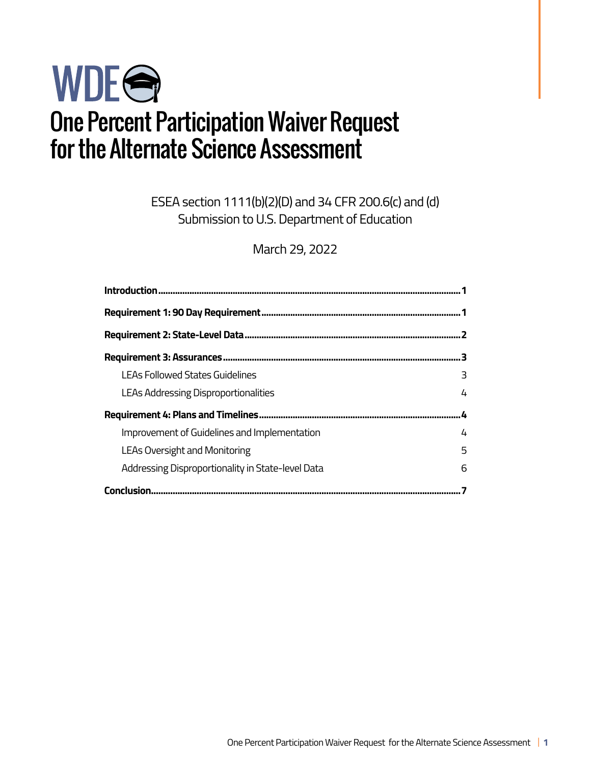WDE

# One Percent Participation Waiver Request for the Alternate Science Assessment

ESEA section 1111(b)(2)(D) and 34 CFR 200.6(c) and (d)
Submission to U.S. Department of Education

March 29, 2022

**Introduction** .......... **1**

**Requirement 1: 90 Day Requirement** .......... **1**

**Requirement 2: State-Level Data** .......... **2**

**Requirement 3: Assurances** .......... **3**

- LEAs Followed States Guidelines .......... 3
- LEAs Addressing Disproportionalities .......... 4

**Requirement 4: Plans and Timelines** .......... **4**

- Improvement of Guidelines and Implementation .......... 4
- LEAs Oversight and Monitoring .......... 5
- Addressing Disproportionality in State-level Data .......... 6

**Conclusion** .......... **7**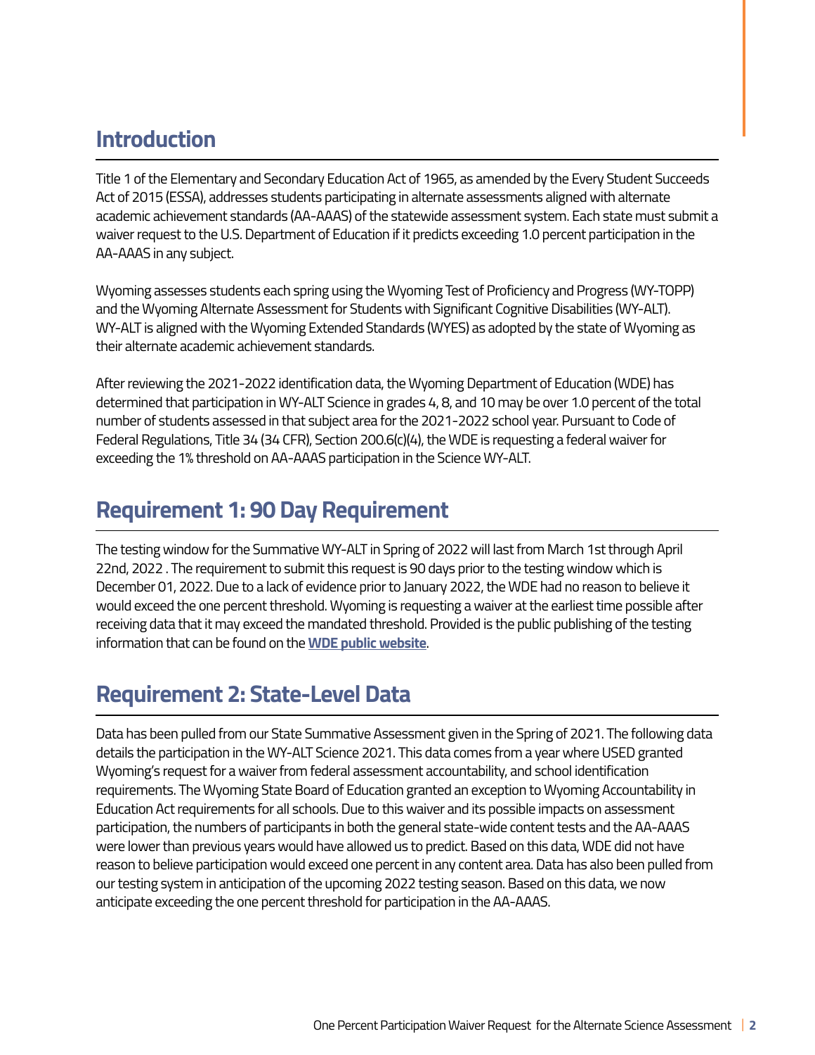## Introduction

Title 1 of the Elementary and Secondary Education Act of 1965, as amended by the Every Student Succeeds Act of 2015 (ESSA), addresses students participating in alternate assessments aligned with alternate academic achievement standards (AA-AAAS) of the statewide assessment system. Each state must submit a waiver request to the U.S. Department of Education if it predicts exceeding 1.0 percent participation in the AA-AAAS in any subject.

Wyoming assesses students each spring using the Wyoming Test of Proficiency and Progress (WY-TOPP) and the Wyoming Alternate Assessment for Students with Significant Cognitive Disabilities (WY-ALT). WY-ALT is aligned with the Wyoming Extended Standards (WYES) as adopted by the state of Wyoming as their alternate academic achievement standards.

After reviewing the 2021-2022 identification data, the Wyoming Department of Education (WDE) has determined that participation in WY-ALT Science in grades 4, 8, and 10 may be over 1.0 percent of the total number of students assessed in that subject area for the 2021-2022 school year. Pursuant to Code of Federal Regulations, Title 34 (34 CFR), Section 200.6(c)(4), the WDE is requesting a federal waiver for exceeding the 1% threshold on AA-AAAS participation in the Science WY-ALT.

## Requirement 1: 90 Day Requirement

The testing window for the Summative WY-ALT in Spring of 2022 will last from March 1st through April 22nd, 2022 . The requirement to submit this request is 90 days prior to the testing window which is December 01, 2022. Due to a lack of evidence prior to January 2022, the WDE had no reason to believe it would exceed the one percent threshold. Wyoming is requesting a waiver at the earliest time possible after receiving data that it may exceed the mandated threshold. Provided is the public publishing of the testing information that can be found on the **WDE public website**.

## Requirement 2: State-Level Data

Data has been pulled from our State Summative Assessment given in the Spring of 2021. The following data details the participation in the WY-ALT Science 2021. This data comes from a year where USED granted Wyoming's request for a waiver from federal assessment accountability, and school identification requirements. The Wyoming State Board of Education granted an exception to Wyoming Accountability in Education Act requirements for all schools. Due to this waiver and its possible impacts on assessment participation, the numbers of participants in both the general state-wide content tests and the AA-AAAS were lower than previous years would have allowed us to predict. Based on this data, WDE did not have reason to believe participation would exceed one percent in any content area. Data has also been pulled from our testing system in anticipation of the upcoming 2022 testing season. Based on this data, we now anticipate exceeding the one percent threshold for participation in the AA-AAAS.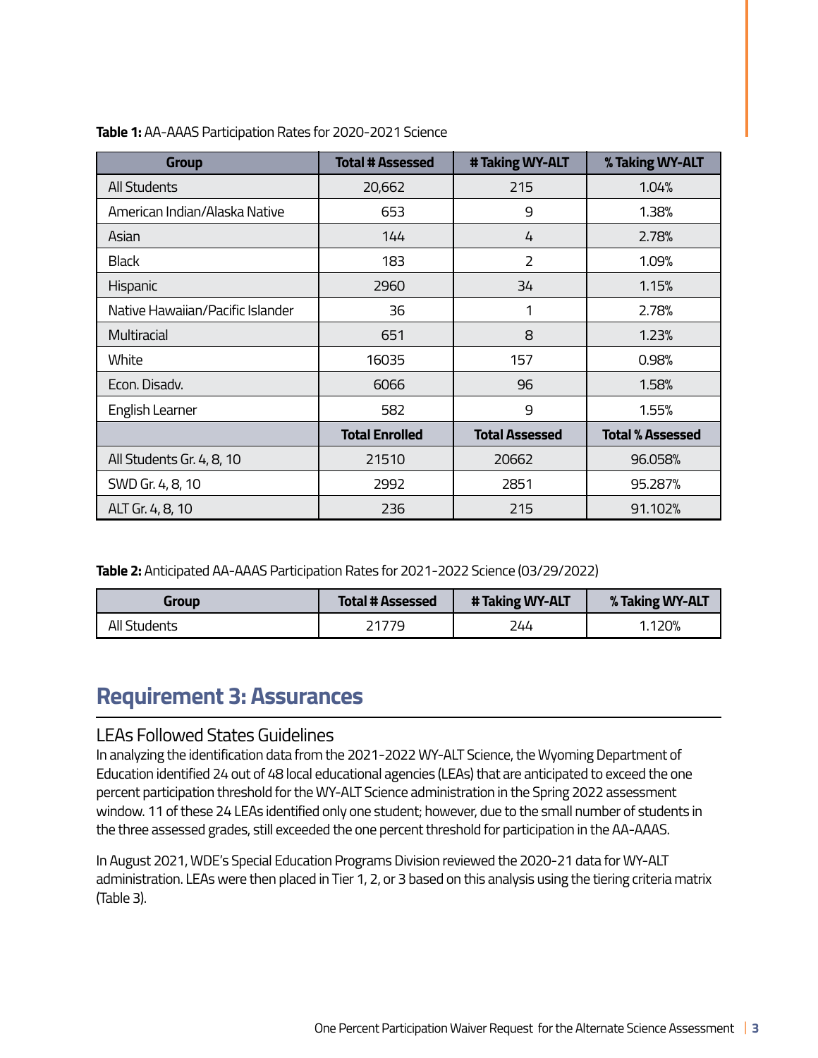**Table 1:** AA-AAAS Participation Rates for 2020-2021 Science

| Group | Total # Assessed | # Taking WY-ALT | % Taking WY-ALT |
|---|---|---|---|
| All Students | 20,662 | 215 | 1.04% |
| American Indian/Alaska Native | 653 | 9 | 1.38% |
| Asian | 144 | 4 | 2.78% |
| Black | 183 | 2 | 1.09% |
| Hispanic | 2960 | 34 | 1.15% |
| Native Hawaiian/Pacific Islander | 36 | 1 | 2.78% |
| Multiracial | 651 | 8 | 1.23% |
| White | 16035 | 157 | 0.98% |
| Econ. Disadv. | 6066 | 96 | 1.58% |
| English Learner | 582 | 9 | 1.55% |
| | **Total Enrolled** | **Total Assessed** | **Total % Assessed** |
| All Students Gr. 4, 8, 10 | 21510 | 20662 | 96.058% |
| SWD Gr. 4, 8, 10 | 2992 | 2851 | 95.287% |
| ALT Gr. 4, 8, 10 | 236 | 215 | 91.102% |

**Table 2:** Anticipated AA-AAAS Participation Rates for 2021-2022 Science (03/29/2022)

| Group | Total # Assessed | # Taking WY-ALT | % Taking WY-ALT |
|---|---|---|---|
| All Students | 21779 | 244 | 1.120% |

## Requirement 3: Assurances

### LEAs Followed States Guidelines

In analyzing the identification data from the 2021-2022 WY-ALT Science, the Wyoming Department of Education identified 24 out of 48 local educational agencies (LEAs) that are anticipated to exceed the one percent participation threshold for the WY-ALT Science administration in the Spring 2022 assessment window. 11 of these 24 LEAs identified only one student; however, due to the small number of students in the three assessed grades, still exceeded the one percent threshold for participation in the AA-AAAS.

In August 2021, WDE's Special Education Programs Division reviewed the 2020-21 data for WY-ALT administration. LEAs were then placed in Tier 1, 2, or 3 based on this analysis using the tiering criteria matrix (Table 3).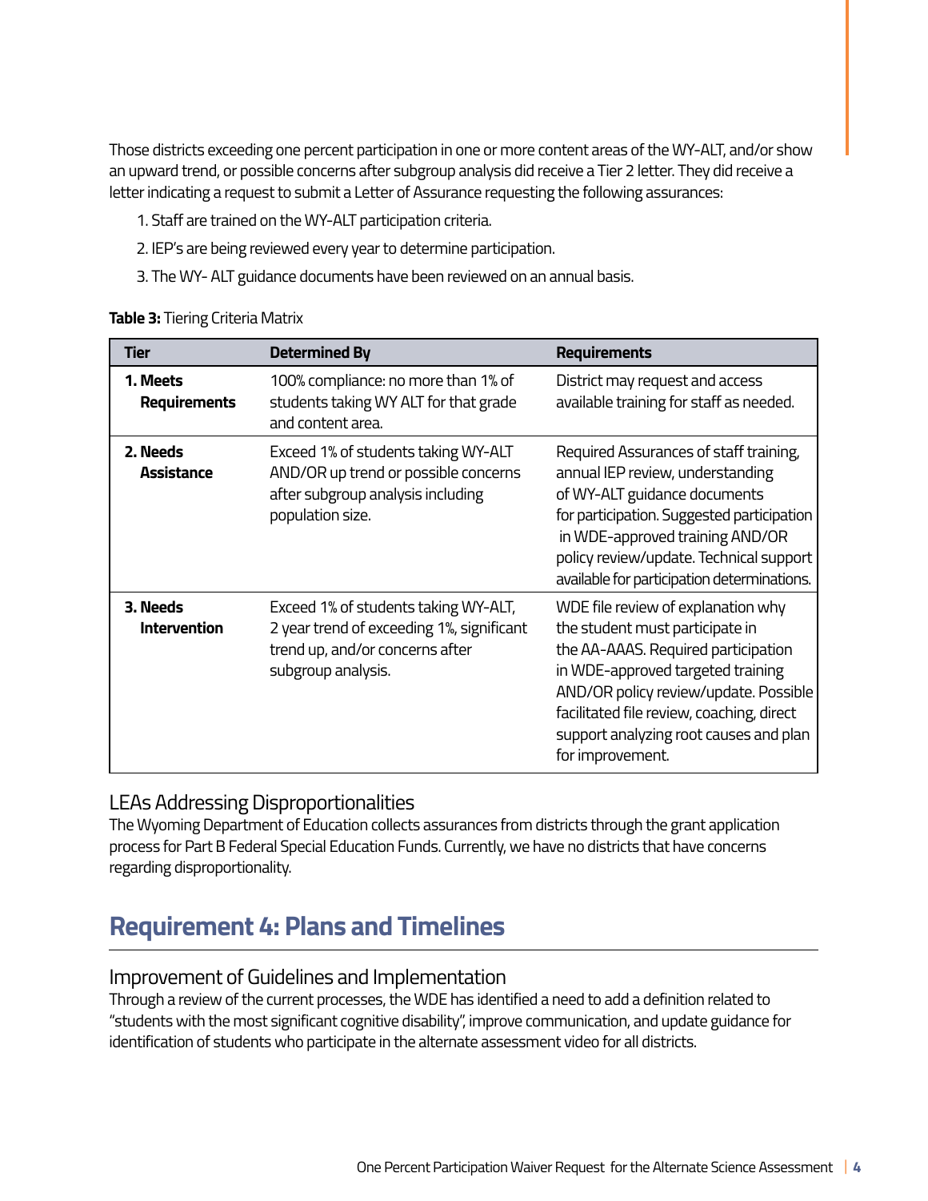Those districts exceeding one percent participation in one or more content areas of the WY-ALT, and/or show an upward trend, or possible concerns after subgroup analysis did receive a Tier 2 letter. They did receive a letter indicating a request to submit a Letter of Assurance requesting the following assurances:

1. Staff are trained on the WY-ALT participation criteria.
2. IEP's are being reviewed every year to determine participation.
3. The WY- ALT guidance documents have been reviewed on an annual basis.

**Table 3:** Tiering Criteria Matrix

| Tier | Determined By | Requirements |
|---|---|---|
| **1. Meets Requirements** | 100% compliance: no more than 1% of students taking WY ALT for that grade and content area. | District may request and access available training for staff as needed. |
| **2. Needs Assistance** | Exceed 1% of students taking WY-ALT AND/OR up trend or possible concerns after subgroup analysis including population size. | Required Assurances of staff training, annual IEP review, understanding of WY-ALT guidance documents for participation. Suggested participation in WDE-approved training AND/OR policy review/update. Technical support available for participation determinations. |
| **3. Needs Intervention** | Exceed 1% of students taking WY-ALT, 2 year trend of exceeding 1%, significant trend up, and/or concerns after subgroup analysis. | WDE file review of explanation why the student must participate in the AA-AAAS. Required participation in WDE-approved targeted training AND/OR policy review/update. Possible facilitated file review, coaching, direct support analyzing root causes and plan for improvement. |

### LEAs Addressing Disproportionalities

The Wyoming Department of Education collects assurances from districts through the grant application process for Part B Federal Special Education Funds. Currently, we have no districts that have concerns regarding disproportionality.

## Requirement 4: Plans and Timelines

### Improvement of Guidelines and Implementation

Through a review of the current processes, the WDE has identified a need to add a definition related to "students with the most significant cognitive disability", improve communication, and update guidance for identification of students who participate in the alternate assessment video for all districts.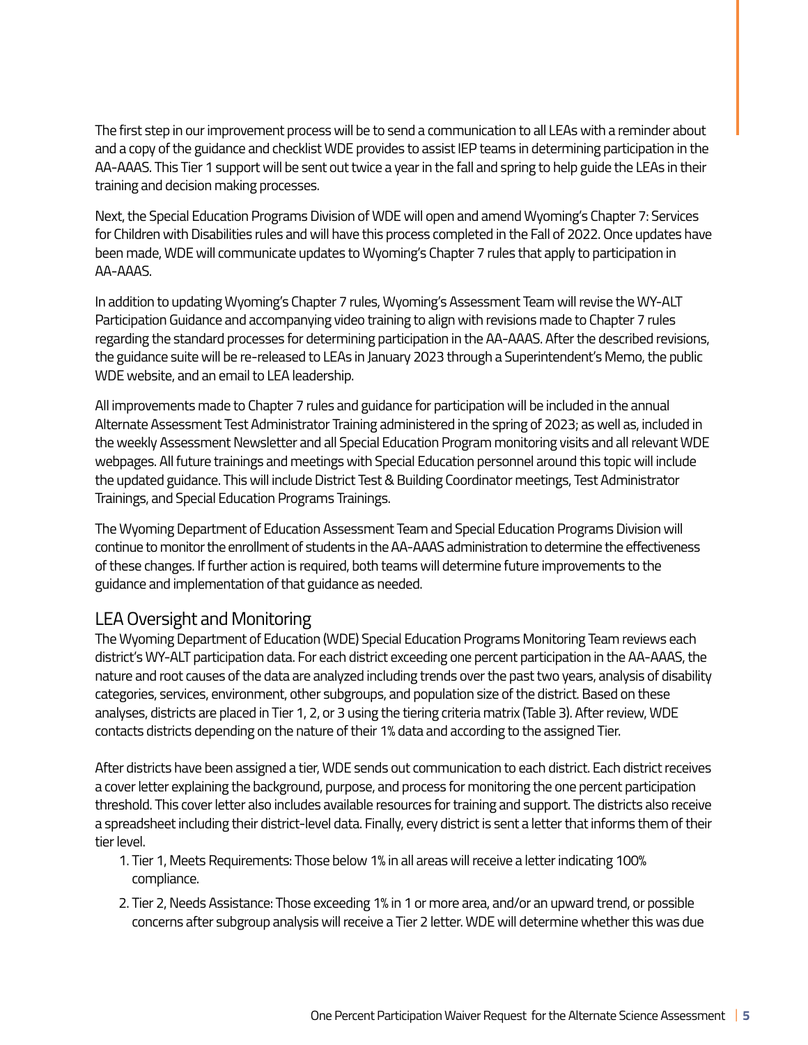The first step in our improvement process will be to send a communication to all LEAs with a reminder about and a copy of the guidance and checklist WDE provides to assist IEP teams in determining participation in the AA-AAAS. This Tier 1 support will be sent out twice a year in the fall and spring to help guide the LEAs in their training and decision making processes.

Next, the Special Education Programs Division of WDE will open and amend Wyoming's Chapter 7: Services for Children with Disabilities rules and will have this process completed in the Fall of 2022. Once updates have been made, WDE will communicate updates to Wyoming's Chapter 7 rules that apply to participation in AA-AAAS.

In addition to updating Wyoming's Chapter 7 rules, Wyoming's Assessment Team will revise the WY-ALT Participation Guidance and accompanying video training to align with revisions made to Chapter 7 rules regarding the standard processes for determining participation in the AA-AAAS. After the described revisions, the guidance suite will be re-released to LEAs in January 2023 through a Superintendent's Memo, the public WDE website, and an email to LEA leadership.

All improvements made to Chapter 7 rules and guidance for participation will be included in the annual Alternate Assessment Test Administrator Training administered in the spring of 2023; as well as, included in the weekly Assessment Newsletter and all Special Education Program monitoring visits and all relevant WDE webpages. All future trainings and meetings with Special Education personnel around this topic will include the updated guidance. This will include District Test & Building Coordinator meetings, Test Administrator Trainings, and Special Education Programs Trainings.

The Wyoming Department of Education Assessment Team and Special Education Programs Division will continue to monitor the enrollment of students in the AA-AAAS administration to determine the effectiveness of these changes. If further action is required, both teams will determine future improvements to the guidance and implementation of that guidance as needed.

## LEA Oversight and Monitoring

The Wyoming Department of Education (WDE) Special Education Programs Monitoring Team reviews each district's WY-ALT participation data. For each district exceeding one percent participation in the AA-AAAS, the nature and root causes of the data are analyzed including trends over the past two years, analysis of disability categories, services, environment, other subgroups, and population size of the district. Based on these analyses, districts are placed in Tier 1, 2, or 3 using the tiering criteria matrix (Table 3). After review, WDE contacts districts depending on the nature of their 1% data and according to the assigned Tier.

After districts have been assigned a tier, WDE sends out communication to each district. Each district receives a cover letter explaining the background, purpose, and process for monitoring the one percent participation threshold. This cover letter also includes available resources for training and support. The districts also receive a spreadsheet including their district-level data. Finally, every district is sent a letter that informs them of their tier level.

1. Tier 1, Meets Requirements: Those below 1% in all areas will receive a letter indicating 100% compliance.
2. Tier 2, Needs Assistance: Those exceeding 1% in 1 or more area, and/or an upward trend, or possible concerns after subgroup analysis will receive a Tier 2 letter. WDE will determine whether this was due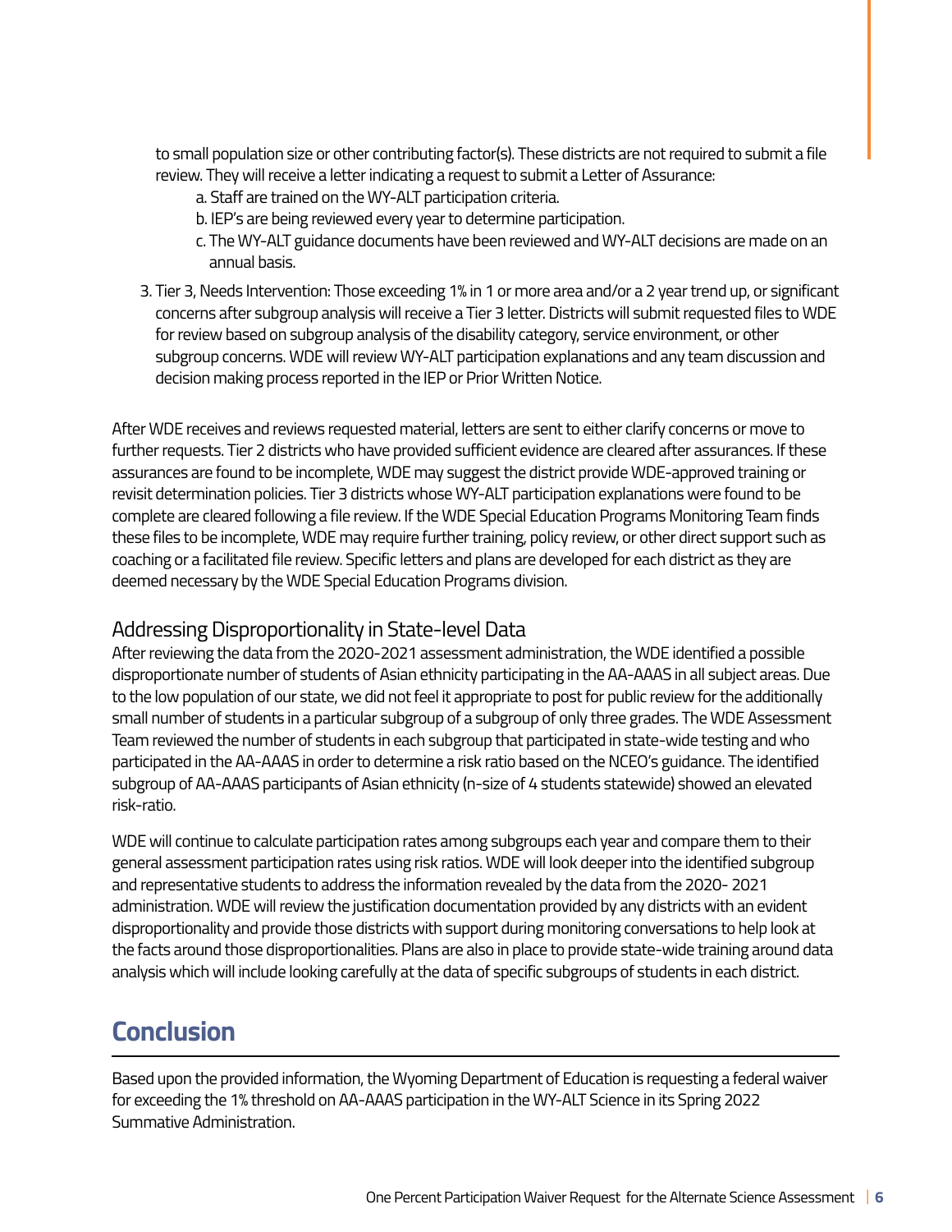to small population size or other contributing factor(s). These districts are not required to submit a file review. They will receive a letter indicating a request to submit a Letter of Assurance:

   a. Staff are trained on the WY-ALT participation criteria.
   b. IEP's are being reviewed every year to determine participation.
   c. The WY-ALT guidance documents have been reviewed and WY-ALT decisions are made on an annual basis.

3. Tier 3, Needs Intervention: Those exceeding 1% in 1 or more area and/or a 2 year trend up, or significant concerns after subgroup analysis will receive a Tier 3 letter. Districts will submit requested files to WDE for review based on subgroup analysis of the disability category, service environment, or other subgroup concerns. WDE will review WY-ALT participation explanations and any team discussion and decision making process reported in the IEP or Prior Written Notice.

After WDE receives and reviews requested material, letters are sent to either clarify concerns or move to further requests. Tier 2 districts who have provided sufficient evidence are cleared after assurances. If these assurances are found to be incomplete, WDE may suggest the district provide WDE-approved training or revisit determination policies. Tier 3 districts whose WY-ALT participation explanations were found to be complete are cleared following a file review. If the WDE Special Education Programs Monitoring Team finds these files to be incomplete, WDE may require further training, policy review, or other direct support such as coaching or a facilitated file review. Specific letters and plans are developed for each district as they are deemed necessary by the WDE Special Education Programs division.

### Addressing Disproportionality in State-level Data

After reviewing the data from the 2020-2021 assessment administration, the WDE identified a possible disproportionate number of students of Asian ethnicity participating in the AA-AAAS in all subject areas. Due to the low population of our state, we did not feel it appropriate to post for public review for the additionally small number of students in a particular subgroup of a subgroup of only three grades. The WDE Assessment Team reviewed the number of students in each subgroup that participated in state-wide testing and who participated in the AA-AAAS in order to determine a risk ratio based on the NCEO's guidance. The identified subgroup of AA-AAAS participants of Asian ethnicity (n-size of 4 students statewide) showed an elevated risk-ratio.

WDE will continue to calculate participation rates among subgroups each year and compare them to their general assessment participation rates using risk ratios. WDE will look deeper into the identified subgroup and representative students to address the information revealed by the data from the 2020- 2021 administration. WDE will review the justification documentation provided by any districts with an evident disproportionality and provide those districts with support during monitoring conversations to help look at the facts around those disproportionalities. Plans are also in place to provide state-wide training around data analysis which will include looking carefully at the data of specific subgroups of students in each district.

## Conclusion

Based upon the provided information, the Wyoming Department of Education is requesting a federal waiver for exceeding the 1% threshold on AA-AAAS participation in the WY-ALT Science in its Spring 2022 Summative Administration.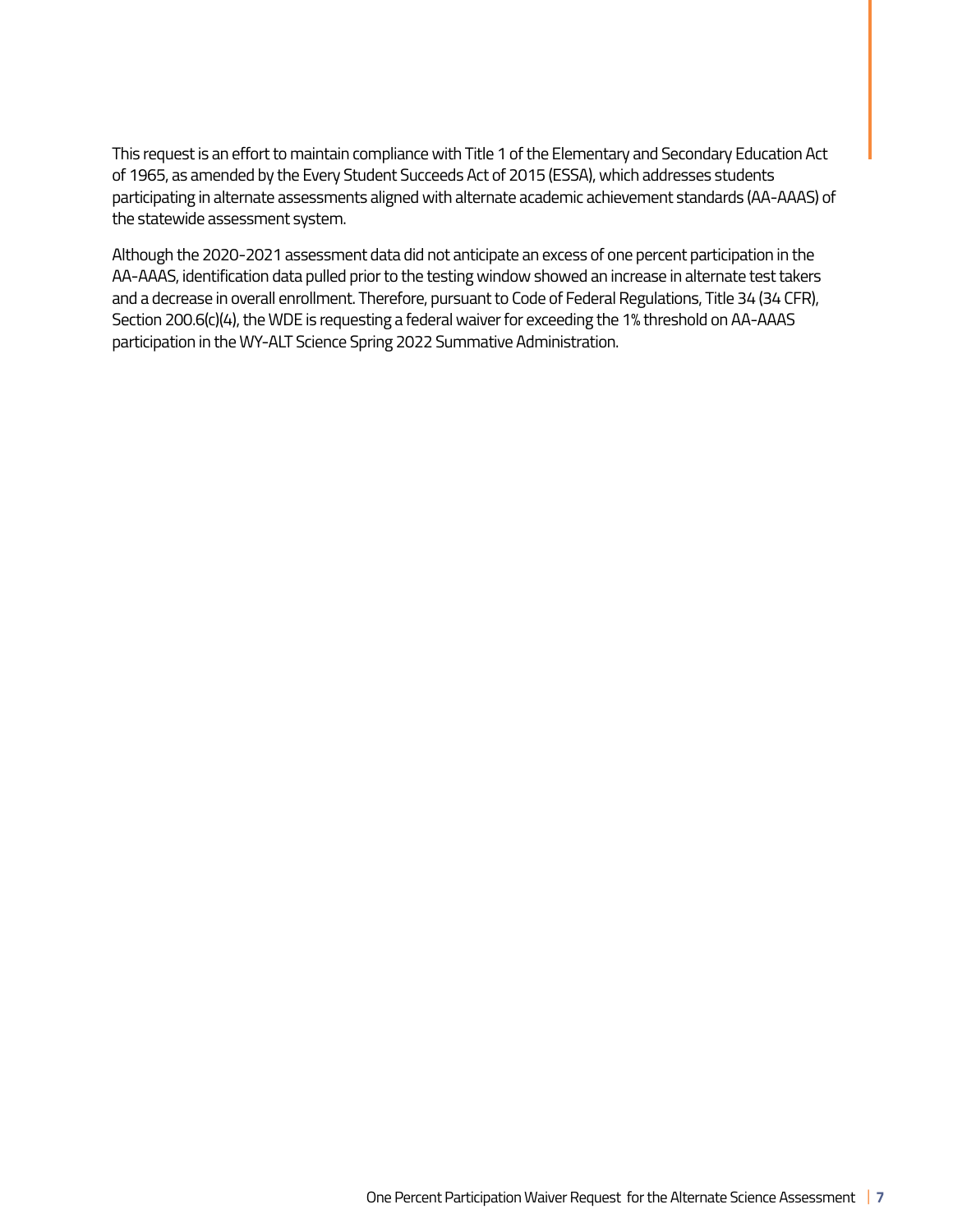This request is an effort to maintain compliance with Title 1 of the Elementary and Secondary Education Act of 1965, as amended by the Every Student Succeeds Act of 2015 (ESSA), which addresses students participating in alternate assessments aligned with alternate academic achievement standards (AA-AAAS) of the statewide assessment system.

Although the 2020-2021 assessment data did not anticipate an excess of one percent participation in the AA-AAAS, identification data pulled prior to the testing window showed an increase in alternate test takers and a decrease in overall enrollment. Therefore, pursuant to Code of Federal Regulations, Title 34 (34 CFR), Section 200.6(c)(4), the WDE is requesting a federal waiver for exceeding the 1% threshold on AA-AAAS participation in the WY-ALT Science Spring 2022 Summative Administration.